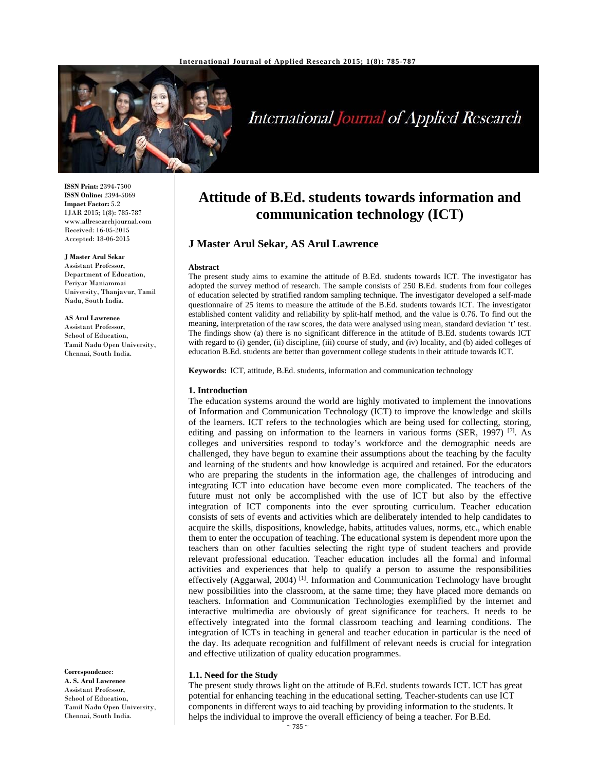**ISSN Print:** 2394-7500
**ISSN Online:** 2394-5869
**Impact Factor:** 5.2
IJAR 2015; 1(8): 785-787
www.allresearchjournal.com
Received: 16-05-2015
Accepted: 18-06-2015

**J Master Arul Sekar**
Assistant Professor,
Department of Education,
Periyar Maniammai
University, Thanjavur, Tamil
Nadu, South India.

**AS Arul Lawrence**
Assistant Professor,
School of Education,
Tamil Nadu Open University,
Chennai, South India.

**Correspondence**:
**A. S. Arul Lawrence**
Assistant Professor,
School of Education,
Tamil Nadu Open University,
Chennai, South India.

# Attitude of B.Ed. students towards information and communication technology (ICT)

## J Master Arul Sekar, AS Arul Lawrence

**Abstract**

The present study aims to examine the attitude of B.Ed. students towards ICT. The investigator has adopted the survey method of research. The sample consists of 250 B.Ed. students from four colleges of education selected by stratified random sampling technique. The investigator developed a self-made questionnaire of 25 items to measure the attitude of the B.Ed. students towards ICT. The investigator established content validity and reliability by split-half method, and the value is 0.76. To find out the meaning, interpretation of the raw scores, the data were analysed using mean, standard deviation 't' test. The findings show (a) there is no significant difference in the attitude of B.Ed. students towards ICT with regard to (i) gender, (ii) discipline, (iii) course of study, and (iv) locality, and (b) aided colleges of education B.Ed. students are better than government college students in their attitude towards ICT.

**Keywords:** ICT, attitude, B.Ed. students, information and communication technology

### 1. Introduction

The education systems around the world are highly motivated to implement the innovations of Information and Communication Technology (ICT) to improve the knowledge and skills of the learners. ICT refers to the technologies which are being used for collecting, storing, editing and passing on information to the learners in various forms (SER, 1997) [7]. As colleges and universities respond to today's workforce and the demographic needs are challenged, they have begun to examine their assumptions about the teaching by the faculty and learning of the students and how knowledge is acquired and retained. For the educators who are preparing the students in the information age, the challenges of introducing and integrating ICT into education have become even more complicated. The teachers of the future must not only be accomplished with the use of ICT but also by the effective integration of ICT components into the ever sprouting curriculum. Teacher education consists of sets of events and activities which are deliberately intended to help candidates to acquire the skills, dispositions, knowledge, habits, attitudes values, norms, etc., which enable them to enter the occupation of teaching. The educational system is dependent more upon the teachers than on other faculties selecting the right type of student teachers and provide relevant professional education. Teacher education includes all the formal and informal activities and experiences that help to qualify a person to assume the responsibilities effectively (Aggarwal, 2004) [1]. Information and Communication Technology have brought new possibilities into the classroom, at the same time; they have placed more demands on teachers. Information and Communication Technologies exemplified by the internet and interactive multimedia are obviously of great significance for teachers. It needs to be effectively integrated into the formal classroom teaching and learning conditions. The integration of ICTs in teaching in general and teacher education in particular is the need of the day. Its adequate recognition and fulfillment of relevant needs is crucial for integration and effective utilization of quality education programmes.

### 1.1. Need for the Study

The present study throws light on the attitude of B.Ed. students towards ICT. ICT has great potential for enhancing teaching in the educational setting. Teacher-students can use ICT components in different ways to aid teaching by providing information to the students. It helps the individual to improve the overall efficiency of being a teacher. For B.Ed.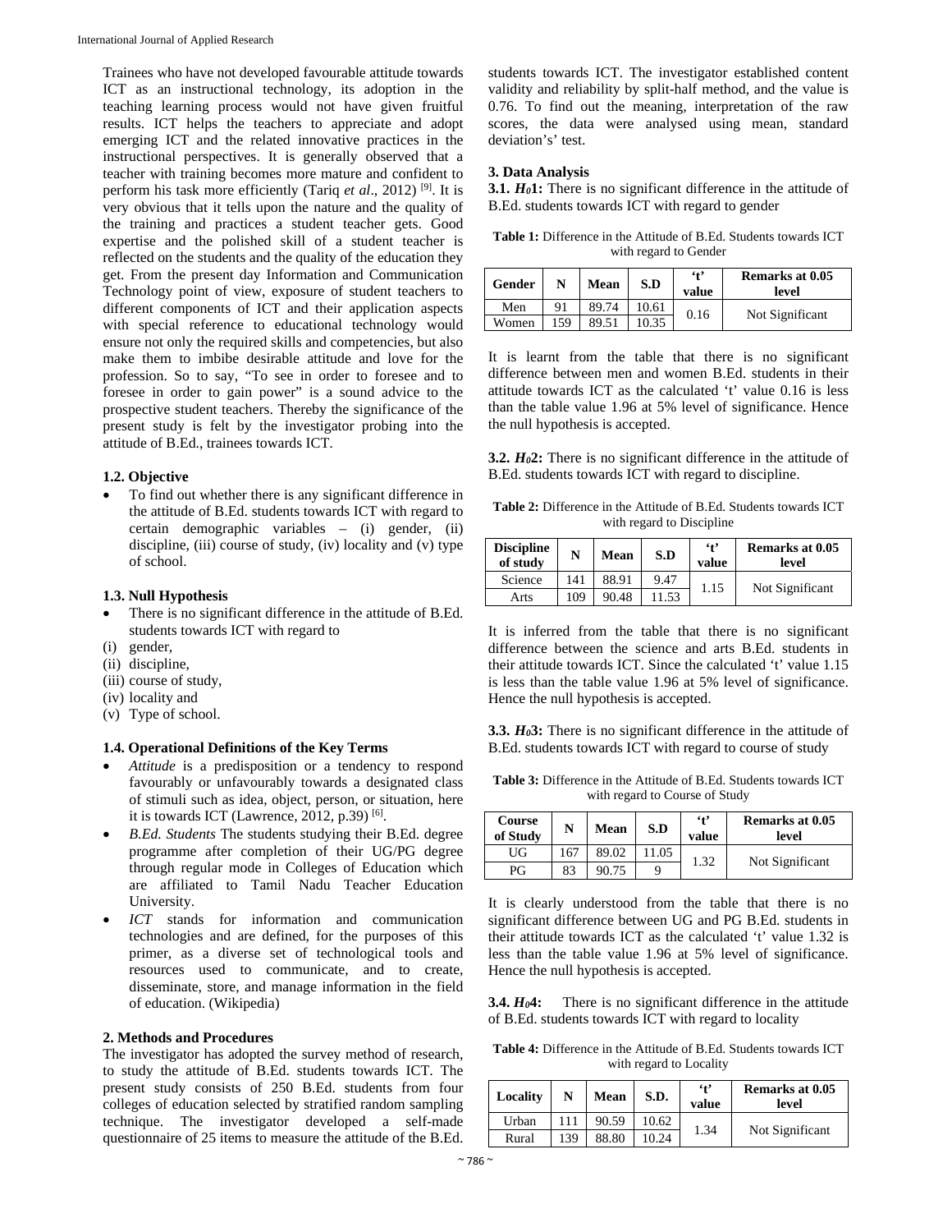Trainees who have not developed favourable attitude towards ICT as an instructional technology, its adoption in the teaching learning process would not have given fruitful results. ICT helps the teachers to appreciate and adopt emerging ICT and the related innovative practices in the instructional perspectives. It is generally observed that a teacher with training becomes more mature and confident to perform his task more efficiently (Tariq *et al*., 2012) [9]. It is very obvious that it tells upon the nature and the quality of the training and practices a student teacher gets. Good expertise and the polished skill of a student teacher is reflected on the students and the quality of the education they get. From the present day Information and Communication Technology point of view, exposure of student teachers to different components of ICT and their application aspects with special reference to educational technology would ensure not only the required skills and competencies, but also make them to imbibe desirable attitude and love for the profession. So to say, "To see in order to foresee and to foresee in order to gain power" is a sound advice to the prospective student teachers. Thereby the significance of the present study is felt by the investigator probing into the attitude of B.Ed., trainees towards ICT.

### 1.2. Objective

- To find out whether there is any significant difference in the attitude of B.Ed. students towards ICT with regard to certain demographic variables – (i) gender, (ii) discipline, (iii) course of study, (iv) locality and (v) type of school.

### 1.3. Null Hypothesis

- There is no significant difference in the attitude of B.Ed. students towards ICT with regard to

(i) gender,
(ii) discipline,
(iii) course of study,
(iv) locality and
(v) Type of school.

### 1.4. Operational Definitions of the Key Terms

- *Attitude* is a predisposition or a tendency to respond favourably or unfavourably towards a designated class of stimuli such as idea, object, person, or situation, here it is towards ICT (Lawrence, 2012, p.39) [6].
- *B.Ed. Students* The students studying their B.Ed. degree programme after completion of their UG/PG degree through regular mode in Colleges of Education which are affiliated to Tamil Nadu Teacher Education University.
- *ICT* stands for information and communication technologies and are defined, for the purposes of this primer, as a diverse set of technological tools and resources used to communicate, and to create, disseminate, store, and manage information in the field of education. (Wikipedia)

## 2. Methods and Procedures

The investigator has adopted the survey method of research, to study the attitude of B.Ed. students towards ICT. The present study consists of 250 B.Ed. students from four colleges of education selected by stratified random sampling technique. The investigator developed a self-made questionnaire of 25 items to measure the attitude of the B.Ed. students towards ICT. The investigator established content validity and reliability by split-half method, and the value is 0.76. To find out the meaning, interpretation of the raw scores, the data were analysed using mean, standard deviation's' test.

## 3. Data Analysis

**3.1. $H_0$1:** There is no significant difference in the attitude of B.Ed. students towards ICT with regard to gender

**Table 1:** Difference in the Attitude of B.Ed. Students towards ICT with regard to Gender

| Gender | N | Mean | S.D | 't' value | Remarks at 0.05 level |
|---|---|---|---|---|---|
| Men | 91 | 89.74 | 10.61 | 0.16 | Not Significant |
| Women | 159 | 89.51 | 10.35 | | |

It is learnt from the table that there is no significant difference between men and women B.Ed. students in their attitude towards ICT as the calculated 't' value 0.16 is less than the table value 1.96 at 5% level of significance. Hence the null hypothesis is accepted.

**3.2. $H_0$2:** There is no significant difference in the attitude of B.Ed. students towards ICT with regard to discipline.

**Table 2:** Difference in the Attitude of B.Ed. Students towards ICT with regard to Discipline

| Discipline of study | N | Mean | S.D | 't' value | Remarks at 0.05 level |
|---|---|---|---|---|---|
| Science | 141 | 88.91 | 9.47 | 1.15 | Not Significant |
| Arts | 109 | 90.48 | 11.53 | | |

It is inferred from the table that there is no significant difference between the science and arts B.Ed. students in their attitude towards ICT. Since the calculated 't' value 1.15 is less than the table value 1.96 at 5% level of significance. Hence the null hypothesis is accepted.

**3.3. $H_0$3:** There is no significant difference in the attitude of B.Ed. students towards ICT with regard to course of study

**Table 3:** Difference in the Attitude of B.Ed. Students towards ICT with regard to Course of Study

| Course of Study | N | Mean | S.D | 't' value | Remarks at 0.05 level |
|---|---|---|---|---|---|
| UG | 167 | 89.02 | 11.05 | 1.32 | Not Significant |
| PG | 83 | 90.75 | 9 | | |

It is clearly understood from the table that there is no significant difference between UG and PG B.Ed. students in their attitude towards ICT as the calculated 't' value 1.32 is less than the table value 1.96 at 5% level of significance. Hence the null hypothesis is accepted.

**3.4. $H_0$4:** There is no significant difference in the attitude of B.Ed. students towards ICT with regard to locality

**Table 4:** Difference in the Attitude of B.Ed. Students towards ICT with regard to Locality

| Locality | N | Mean | S.D. | 't' value | Remarks at 0.05 level |
|---|---|---|---|---|---|
| Urban | 111 | 90.59 | 10.62 | 1.34 | Not Significant |
| Rural | 139 | 88.80 | 10.24 | | |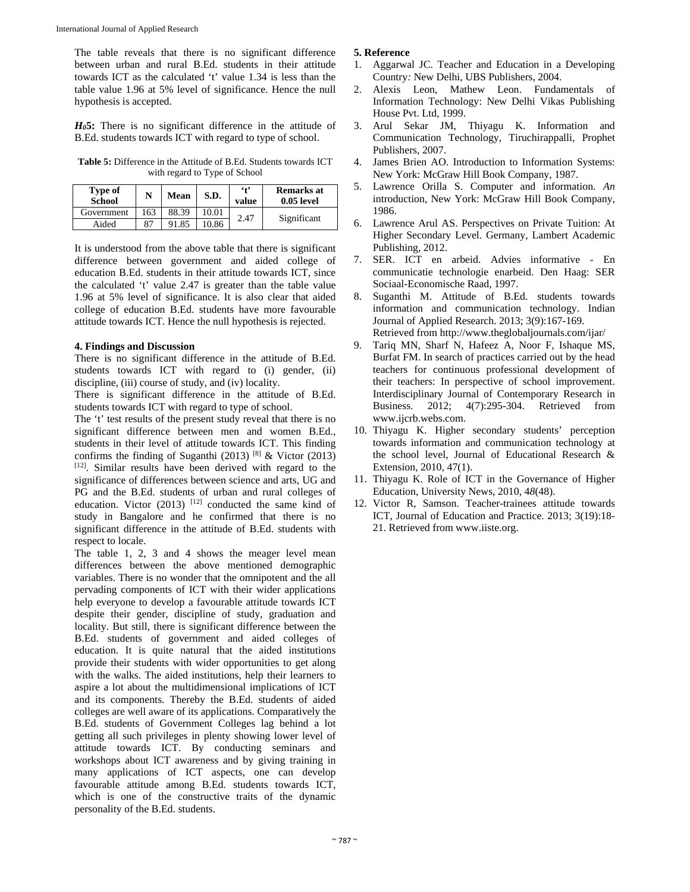The table reveals that there is no significant difference between urban and rural B.Ed. students in their attitude towards ICT as the calculated 't' value 1.34 is less than the table value 1.96 at 5% level of significance. Hence the null hypothesis is accepted.

***$H_0$5:*** There is no significant difference in the attitude of B.Ed. students towards ICT with regard to type of school.

**Table 5:** Difference in the Attitude of B.Ed. Students towards ICT with regard to Type of School

| Type of School | N | Mean | S.D. | 't' value | Remarks at 0.05 level |
|---|---|---|---|---|---|
| Government | 163 | 88.39 | 10.01 | 2.47 | Significant |
| Aided | 87 | 91.85 | 10.86 | | |

It is understood from the above table that there is significant difference between government and aided college of education B.Ed. students in their attitude towards ICT, since the calculated 't' value 2.47 is greater than the table value 1.96 at 5% level of significance. It is also clear that aided college of education B.Ed. students have more favourable attitude towards ICT. Hence the null hypothesis is rejected.

## 4. Findings and Discussion

There is no significant difference in the attitude of B.Ed. students towards ICT with regard to (i) gender, (ii) discipline, (iii) course of study, and (iv) locality.

There is significant difference in the attitude of B.Ed. students towards ICT with regard to type of school.

The 't' test results of the present study reveal that there is no significant difference between men and women B.Ed., students in their level of attitude towards ICT. This finding confirms the finding of Suganthi (2013) [8] & Victor (2013) [12]. Similar results have been derived with regard to the significance of differences between science and arts, UG and PG and the B.Ed. students of urban and rural colleges of education. Victor (2013) [12] conducted the same kind of study in Bangalore and he confirmed that there is no significant difference in the attitude of B.Ed. students with respect to locale.

The table 1, 2, 3 and 4 shows the meager level mean differences between the above mentioned demographic variables. There is no wonder that the omnipotent and the all pervading components of ICT with their wider applications help everyone to develop a favourable attitude towards ICT despite their gender, discipline of study, graduation and locality. But still, there is significant difference between the B.Ed. students of government and aided colleges of education. It is quite natural that the aided institutions provide their students with wider opportunities to get along with the walks. The aided institutions, help their learners to aspire a lot about the multidimensional implications of ICT and its components. Thereby the B.Ed. students of aided colleges are well aware of its applications. Comparatively the B.Ed. students of Government Colleges lag behind a lot getting all such privileges in plenty showing lower level of attitude towards ICT. By conducting seminars and workshops about ICT awareness and by giving training in many applications of ICT aspects, one can develop favourable attitude among B.Ed. students towards ICT, which is one of the constructive traits of the dynamic personality of the B.Ed. students.

## 5. Reference

1. Aggarwal JC. Teacher and Education in a Developing Country*:* New Delhi, UBS Publishers, 2004.
2. Alexis Leon, Mathew Leon. Fundamentals of Information Technology: New Delhi Vikas Publishing House Pvt. Ltd, 1999.
3. Arul Sekar JM, Thiyagu K. Information and Communication Technology, Tiruchirappalli, Prophet Publishers, 2007.
4. James Brien AO. Introduction to Information Systems: New York: McGraw Hill Book Company, 1987.
5. Lawrence Orilla S. Computer and information. *An* introduction, New York: McGraw Hill Book Company, 1986.
6. Lawrence Arul AS. Perspectives on Private Tuition: At Higher Secondary Level. Germany, Lambert Academic Publishing, 2012.
7. SER. ICT en arbeid. Advies informative - En communicatie technologie enarbeid. Den Haag: SER Sociaal-Economische Raad, 1997.
8. Suganthi M. Attitude of B.Ed. students towards information and communication technology. Indian Journal of Applied Research. 2013; 3(9):167-169. Retrieved from http://www.theglobaljournals.com/ijar/
9. Tariq MN, Sharf N, Hafeez A, Noor F, Ishaque MS, Burfat FM. In search of practices carried out by the head teachers for continuous professional development of their teachers: In perspective of school improvement. Interdisciplinary Journal of Contemporary Research in Business. 2012; 4(7):295-304. Retrieved from www.ijcrb.webs.com.
10. Thiyagu K. Higher secondary students' perception towards information and communication technology at the school level, Journal of Educational Research & Extension, 2010, 47(1).
11. Thiyagu K. Role of ICT in the Governance of Higher Education, University News, 2010, 4*8*(48).
12. Victor R, Samson. Teacher-trainees attitude towards ICT, Journal of Education and Practice. 2013; 3(19):18-21. Retrieved from www.iiste.org.